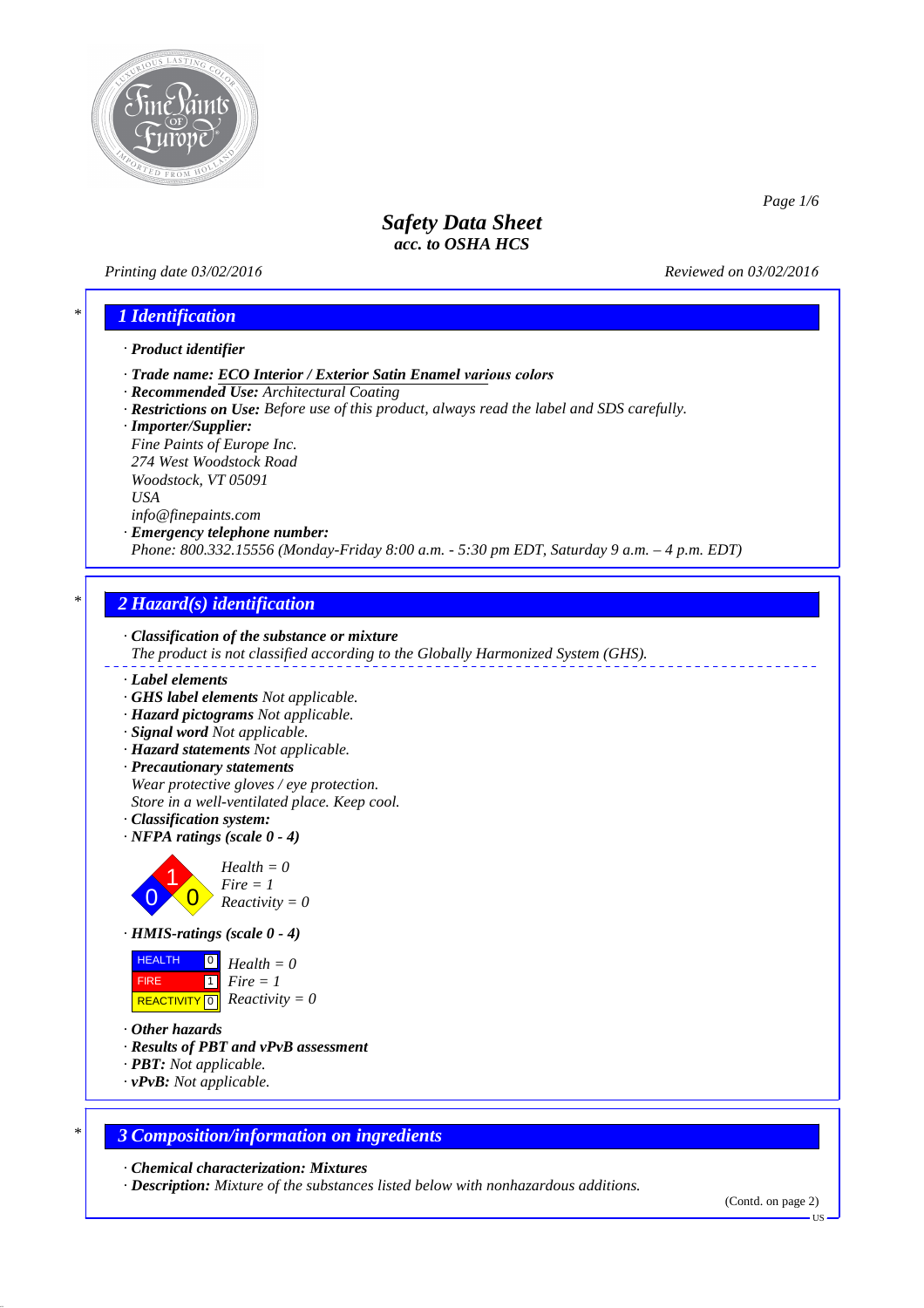# Safety Data Sheet
## acc. to OSHA HCS

*Printing date 03/02/2016* *Reviewed on 03/02/2016*

## * 1 Identification

· **Product identifier**

· **Trade name: ECO Interior / Exterior Satin Enamel various colors**
· **Recommended Use:** Architectural Coating
· **Restrictions on Use:** Before use of this product, always read the label and SDS carefully.
· **Importer/Supplier:**
Fine Paints of Europe Inc.
274 West Woodstock Road
Woodstock, VT 05091
USA
info@finepaints.com
· **Emergency telephone number:**
Phone: 800.332.15556 (Monday-Friday 8:00 a.m. - 5:30 pm EDT, Saturday 9 a.m. – 4 p.m. EDT)

## * 2 Hazard(s) identification

· **Classification of the substance or mixture**
The product is not classified according to the Globally Harmonized System (GHS).

· **Label elements**
· **GHS label elements** Not applicable.
· **Hazard pictograms** Not applicable.
· **Signal word** Not applicable.
· **Hazard statements** Not applicable.
· **Precautionary statements**
Wear protective gloves / eye protection.
Store in a well-ventilated place. Keep cool.
· **Classification system:**
· **NFPA ratings (scale 0 - 4)**

Health = 0
Fire = 1
Reactivity = 0

· **HMIS-ratings (scale 0 - 4)**

| | | |
|---|---|---|
| HEALTH | 0 | Health = 0 |
| FIRE | 1 | Fire = 1 |
| REACTIVITY | 0 | Reactivity = 0 |

· **Other hazards**
· **Results of PBT and vPvB assessment**
· **PBT:** Not applicable.
· **vPvB:** Not applicable.

## * 3 Composition/information on ingredients

· **Chemical characterization: Mixtures**
· **Description:** Mixture of the substances listed below with nonhazardous additions.

(Contd. on page 2)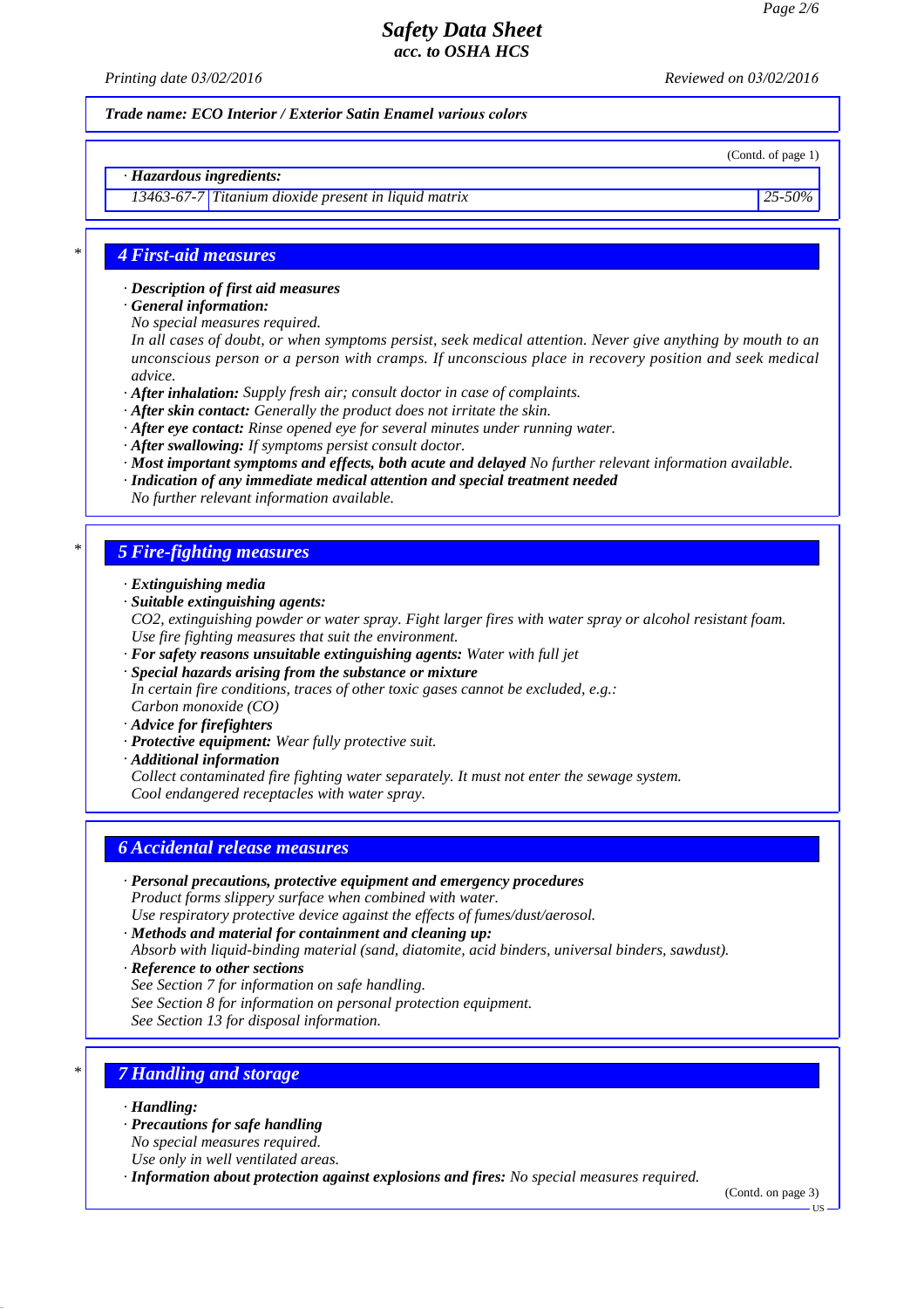Trade name: ECO Interior / Exterior Satin Enamel various colors

(Contd. of page 1)

· **Hazardous ingredients:**

| | | |
|---|---|---|
| 13463-67-7 | Titanium dioxide present in liquid matrix | 25-50% |

## 4 First-aid measures

· **Description of first aid measures**
· **General information:**
No special measures required.
In all cases of doubt, or when symptoms persist, seek medical attention. Never give anything by mouth to an unconscious person or a person with cramps. If unconscious place in recovery position and seek medical advice.
· **After inhalation:** Supply fresh air; consult doctor in case of complaints.
· **After skin contact:** Generally the product does not irritate the skin.
· **After eye contact:** Rinse opened eye for several minutes under running water.
· **After swallowing:** If symptoms persist consult doctor.
· **Most important symptoms and effects, both acute and delayed** No further relevant information available.
· **Indication of any immediate medical attention and special treatment needed**
No further relevant information available.

## 5 Fire-fighting measures

· **Extinguishing media**
· **Suitable extinguishing agents:**
$CO_2$, extinguishing powder or water spray. Fight larger fires with water spray or alcohol resistant foam.
Use fire fighting measures that suit the environment.
· **For safety reasons unsuitable extinguishing agents:** Water with full jet
· **Special hazards arising from the substance or mixture**
In certain fire conditions, traces of other toxic gases cannot be excluded, e.g.:
Carbon monoxide (CO)
· **Advice for firefighters**
· **Protective equipment:** Wear fully protective suit.
· **Additional information**
Collect contaminated fire fighting water separately. It must not enter the sewage system.
Cool endangered receptacles with water spray.

## 6 Accidental release measures

· **Personal precautions, protective equipment and emergency procedures**
Product forms slippery surface when combined with water.
Use respiratory protective device against the effects of fumes/dust/aerosol.
· **Methods and material for containment and cleaning up:**
Absorb with liquid-binding material (sand, diatomite, acid binders, universal binders, sawdust).
· **Reference to other sections**
See Section 7 for information on safe handling.
See Section 8 for information on personal protection equipment.
See Section 13 for disposal information.

## 7 Handling and storage

· **Handling:**
· **Precautions for safe handling**
No special measures required.
Use only in well ventilated areas.
· **Information about protection against explosions and fires:** No special measures required.

(Contd. on page 3)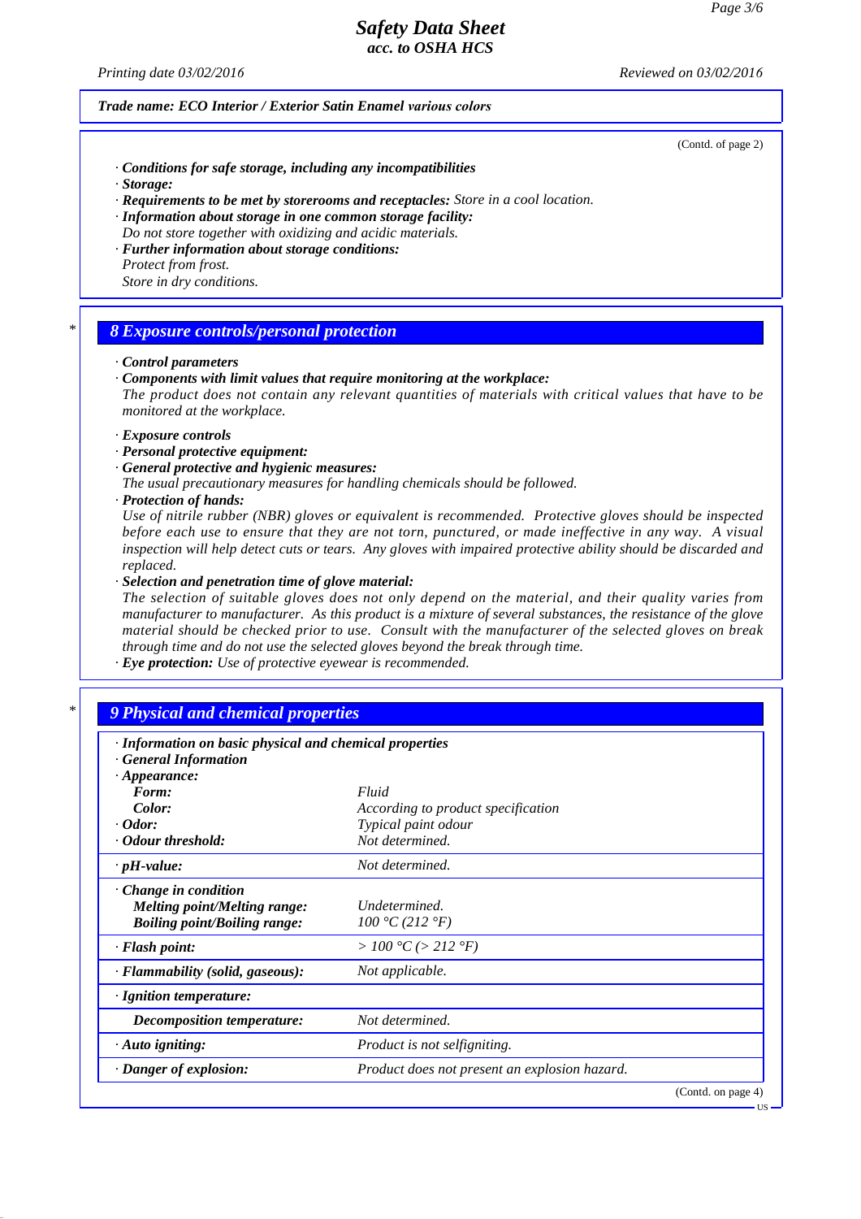*Trade name: ECO Interior / Exterior Satin Enamel various colors*

(Contd. of page 2)

· **Conditions for safe storage, including any incompatibilities**
· **Storage:**
· **Requirements to be met by storerooms and receptacles:** Store in a cool location.
· **Information about storage in one common storage facility:**
Do not store together with oxidizing and acidic materials.
· **Further information about storage conditions:**
Protect from frost.
Store in dry conditions.

## 8 Exposure controls/personal protection

· **Control parameters**
· **Components with limit values that require monitoring at the workplace:**
The product does not contain any relevant quantities of materials with critical values that have to be monitored at the workplace.

· **Exposure controls**
· **Personal protective equipment:**
· **General protective and hygienic measures:**
The usual precautionary measures for handling chemicals should be followed.
· **Protection of hands:**
Use of nitrile rubber (NBR) gloves or equivalent is recommended. Protective gloves should be inspected before each use to ensure that they are not torn, punctured, or made ineffective in any way. A visual inspection will help detect cuts or tears. Any gloves with impaired protective ability should be discarded and replaced.
· **Selection and penetration time of glove material:**
The selection of suitable gloves does not only depend on the material, and their quality varies from manufacturer to manufacturer. As this product is a mixture of several substances, the resistance of the glove material should be checked prior to use. Consult with the manufacturer of the selected gloves on break through time and do not use the selected gloves beyond the break through time.
· **Eye protection:** Use of protective eyewear is recommended.

## 9 Physical and chemical properties

| | |
|---|---|
| · **Information on basic physical and chemical properties** | |
| · **General Information** | |
| · **Appearance:** | |
| **Form:** | Fluid |
| **Color:** | According to product specification |
| · **Odor:** | Typical paint odour |
| · **Odour threshold:** | Not determined. |
| · **pH-value:** | Not determined. |
| · **Change in condition** | |
| **Melting point/Melting range:** | Undetermined. |
| **Boiling point/Boiling range:** | 100 °C (212 °F) |
| · **Flash point:** | > 100 °C (> 212 °F) |
| · **Flammability (solid, gaseous):** | Not applicable. |
| · **Ignition temperature:** | |
| **Decomposition temperature:** | Not determined. |
| · **Auto igniting:** | Product is not selfigniting. |
| · **Danger of explosion:** | Product does not present an explosion hazard. |

(Contd. on page 4)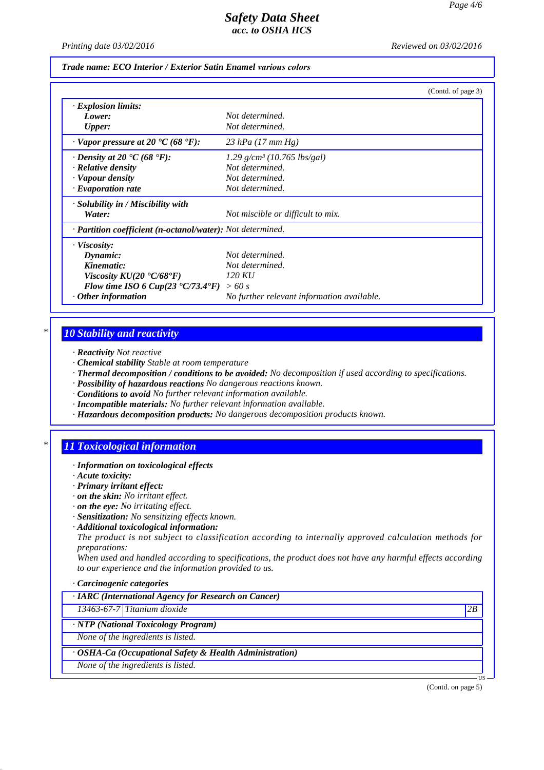**Trade name: ECO Interior / Exterior Satin Enamel various colors**

(Contd. of page 3)

| | |
|---|---|
| · **Explosion limits:** | |
| **Lower:** | Not determined. |
| **Upper:** | Not determined. |
| · **Vapor pressure at 20 °C (68 °F):** | 23 hPa (17 mm Hg) |
| · **Density at 20 °C (68 °F):** | 1.29 g/cm³ (10.765 lbs/gal) |
| · **Relative density** | Not determined. |
| · **Vapour density** | Not determined. |
| · **Evaporation rate** | Not determined. |
| · **Solubility in / Miscibility with** | |
| **Water:** | Not miscible or difficult to mix. |
| · **Partition coefficient (n-octanol/water):** | Not determined. |
| · **Viscosity:** | |
| **Dynamic:** | Not determined. |
| **Kinematic:** | Not determined. |
| **Viscosity KU(20 °C/68°F)** | 120 KU |
| **Flow time ISO 6 Cup(23 °C/73.4°F)** | > 60 s |
| · **Other information** | No further relevant information available. |

## 10 Stability and reactivity

· **Reactivity** Not reactive
· **Chemical stability** Stable at room temperature
· **Thermal decomposition / conditions to be avoided:** No decomposition if used according to specifications.
· **Possibility of hazardous reactions** No dangerous reactions known.
· **Conditions to avoid** No further relevant information available.
· **Incompatible materials:** No further relevant information available.
· **Hazardous decomposition products:** No dangerous decomposition products known.

## 11 Toxicological information

· **Information on toxicological effects**
· **Acute toxicity:**
· **Primary irritant effect:**
· **on the skin:** No irritant effect.
· **on the eye:** No irritating effect.
· **Sensitization:** No sensitizing effects known.
· **Additional toxicological information:**
The product is not subject to classification according to internally approved calculation methods for preparations:
When used and handled according to specifications, the product does not have any harmful effects according to our experience and the information provided to us.

· **Carcinogenic categories**

| · **IARC (International Agency for Research on Cancer)** | | |
|---|---|---|
| 13463-67-7 | Titanium dioxide | 2B |

| · **NTP (National Toxicology Program)** |
|---|
| None of the ingredients is listed. |

| · **OSHA-Ca (Occupational Safety & Health Administration)** |
|---|
| None of the ingredients is listed. |

(Contd. on page 5)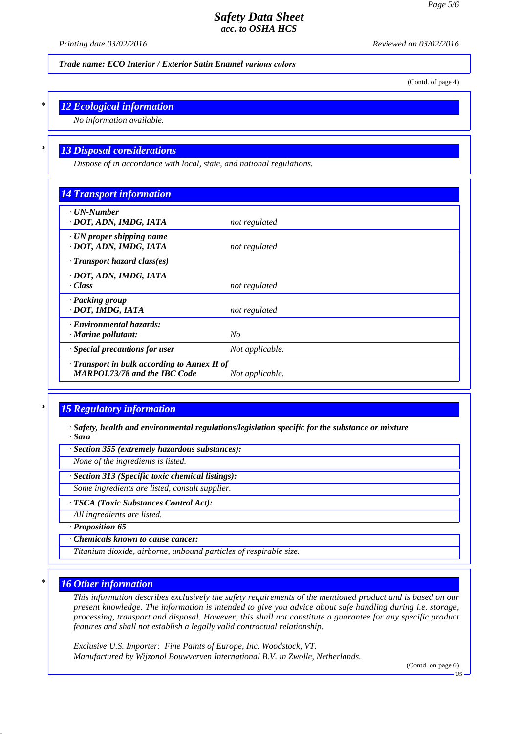Trade name: ECO Interior / Exterior Satin Enamel various colors

(Contd. of page 4)

## 12 Ecological information

*No information available.*

## 13 Disposal considerations

*Dispose of in accordance with local, state, and national regulations.*

## 14 Transport information

| | |
|---|---|
| **· UN-Number** **· DOT, ADN, IMDG, IATA** | not regulated |
| **· UN proper shipping name** **· DOT, ADN, IMDG, IATA** | not regulated |
| **· Transport hazard class(es)** **· DOT, ADN, IMDG, IATA** **· Class** | not regulated |
| **· Packing group** **· DOT, IMDG, IATA** | not regulated |
| **· Environmental hazards:** **· Marine pollutant:** | No |
| **· Special precautions for user** | Not applicable. |
| **· Transport in bulk according to Annex II of MARPOL73/78 and the IBC Code** | Not applicable. |

## 15 Regulatory information

**· Safety, health and environmental regulations/legislation specific for the substance or mixture**
**· Sara**

**· Section 355 (extremely hazardous substances):**

*None of the ingredients is listed.*

**· Section 313 (Specific toxic chemical listings):**

*Some ingredients are listed, consult supplier.*

**· TSCA (Toxic Substances Control Act):**

*All ingredients are listed.*

**· Proposition 65**

**· Chemicals known to cause cancer:**

*Titanium dioxide, airborne, unbound particles of respirable size.*

## 16 Other information

*This information describes exclusively the safety requirements of the mentioned product and is based on our present knowledge. The information is intended to give you advice about safe handling during i.e. storage, processing, transport and disposal. However, this shall not constitute a guarantee for any specific product features and shall not establish a legally valid contractual relationship.*

*Exclusive U.S. Importer: Fine Paints of Europe, Inc. Woodstock, VT.*
*Manufactured by Wijzonol Bouwverven International B.V. in Zwolle, Netherlands.*

(Contd. on page 6)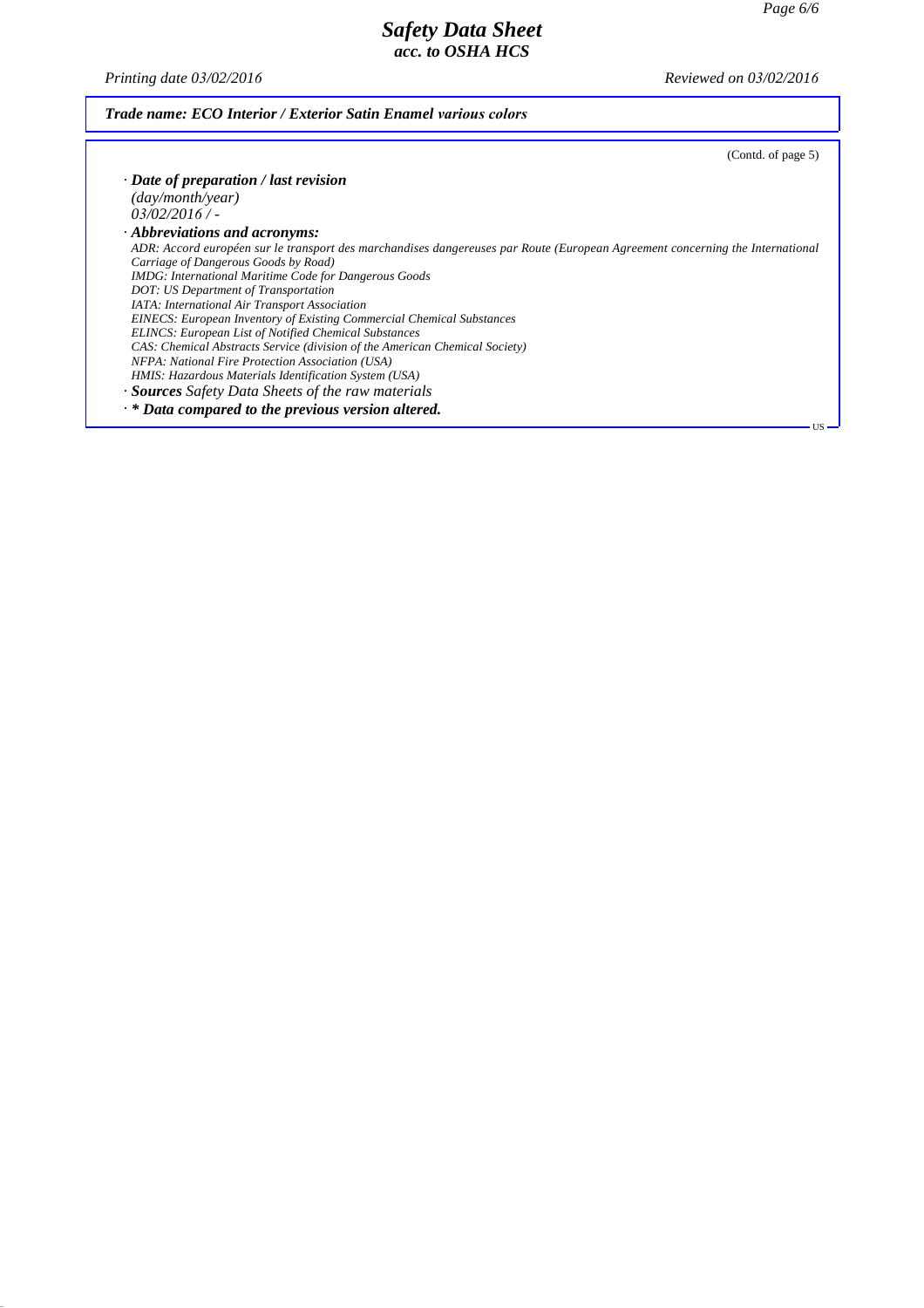# Safety Data Sheet
## acc. to OSHA HCS

*Printing date 03/02/2016* *Reviewed on 03/02/2016*

***Trade name: ECO Interior / Exterior Satin Enamel various colors***

(Contd. of page 5)

· ***Date of preparation / last revision***
*(day/month/year)*
*03/02/2016 / -*

· ***Abbreviations and acronyms:***
*ADR: Accord européen sur le transport des marchandises dangereuses par Route (European Agreement concerning the International Carriage of Dangerous Goods by Road)*
*IMDG: International Maritime Code for Dangerous Goods*
*DOT: US Department of Transportation*
*IATA: International Air Transport Association*
*EINECS: European Inventory of Existing Commercial Chemical Substances*
*ELINCS: European List of Notified Chemical Substances*
*CAS: Chemical Abstracts Service (division of the American Chemical Society)*
*NFPA: National Fire Protection Association (USA)*
*HMIS: Hazardous Materials Identification System (USA)*

· ***Sources*** *Safety Data Sheets of the raw materials*

· ***\* Data compared to the previous version altered.***

US